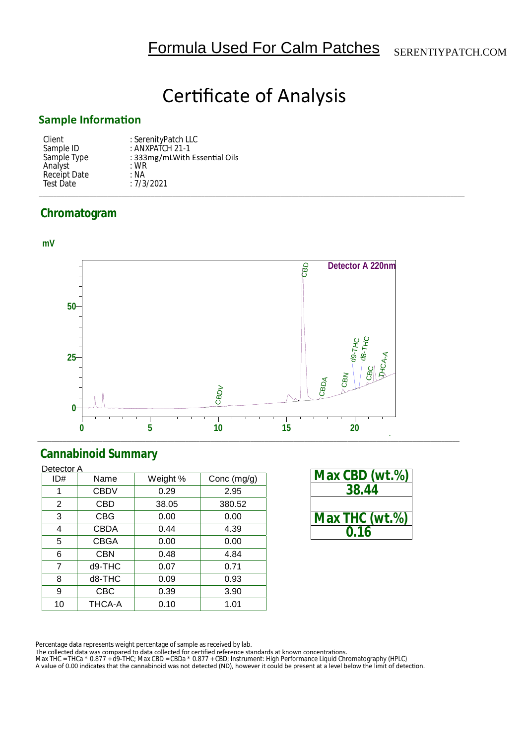Formula Used For Calm Patches SERENTIYPATCH.COM

# Certificate of Analysis

## Sample Information

| | |
|---|---|
| Client | : SerenityPatch LLC |
| Sample ID | : ANXPATCH 21-1 |
| Sample Type | : 333mg/mLWith Essential Oils |
| Analyst | : WR |
| Receipt Date | : NA |
| Test Date | : 7/3/2021 |

## Chromatogram

mV

Detector A 220nm

## Cannabinoid Summary

Detector A

| ID# | Name | Weight % | Conc (mg/g) |
|---|---|---|---|
| 1 | CBDV | 0.29 | 2.95 |
| 2 | CBD | 38.05 | 380.52 |
| 3 | CBG | 0.00 | 0.00 |
| 4 | CBDA | 0.44 | 4.39 |
| 5 | CBGA | 0.00 | 0.00 |
| 6 | CBN | 0.48 | 4.84 |
| 7 | d9-THC | 0.07 | 0.71 |
| 8 | d8-THC | 0.09 | 0.93 |
| 9 | CBC | 0.39 | 3.90 |
| 10 | THCA-A | 0.10 | 1.01 |

| Max CBD (wt.%) |
|---|
| 38.44 |
| |
| **Max THC (wt.%)** |
| 0.16 |

Percentage data represents weight percentage of sample as received by lab.
The collected data was compared to data collected for certified reference standards at known concentrations.
Max THC = THCa * 0.877 + d9-THC; Max CBD = CBDa * 0.877 + CBD; Instrument: High Performance Liquid Chromatography (HPLC)
A value of 0.00 indicates that the cannabinoid was not detected (ND), however it could be present at a level below the limit of detection.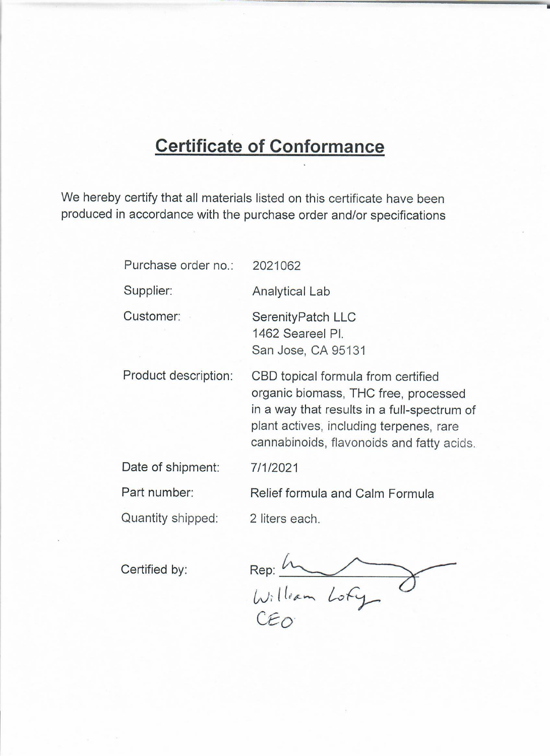# Certificate of Conformance

We hereby certify that all materials listed on this certificate have been produced in accordance with the purchase order and/or specifications

| | |
|---|---|
| Purchase order no.: | 2021062 |
| Supplier: | Analytical Lab |
| Customer: | SerenityPatch LLC<br>1462 Seareel Pl.<br>San Jose, CA 95131 |
| Product description: | CBD topical formula from certified organic biomass, THC free, processed in a way that results in a full-spectrum of plant actives, including terpenes, rare cannabinoids, flavonoids and fatty acids. |
| Date of shipment: | 7/1/2021 |
| Part number: | Relief formula and Calm Formula |
| Quantity shipped: | 2 liters each. |

Certified by: Rep: ____________

William Lofy
CEO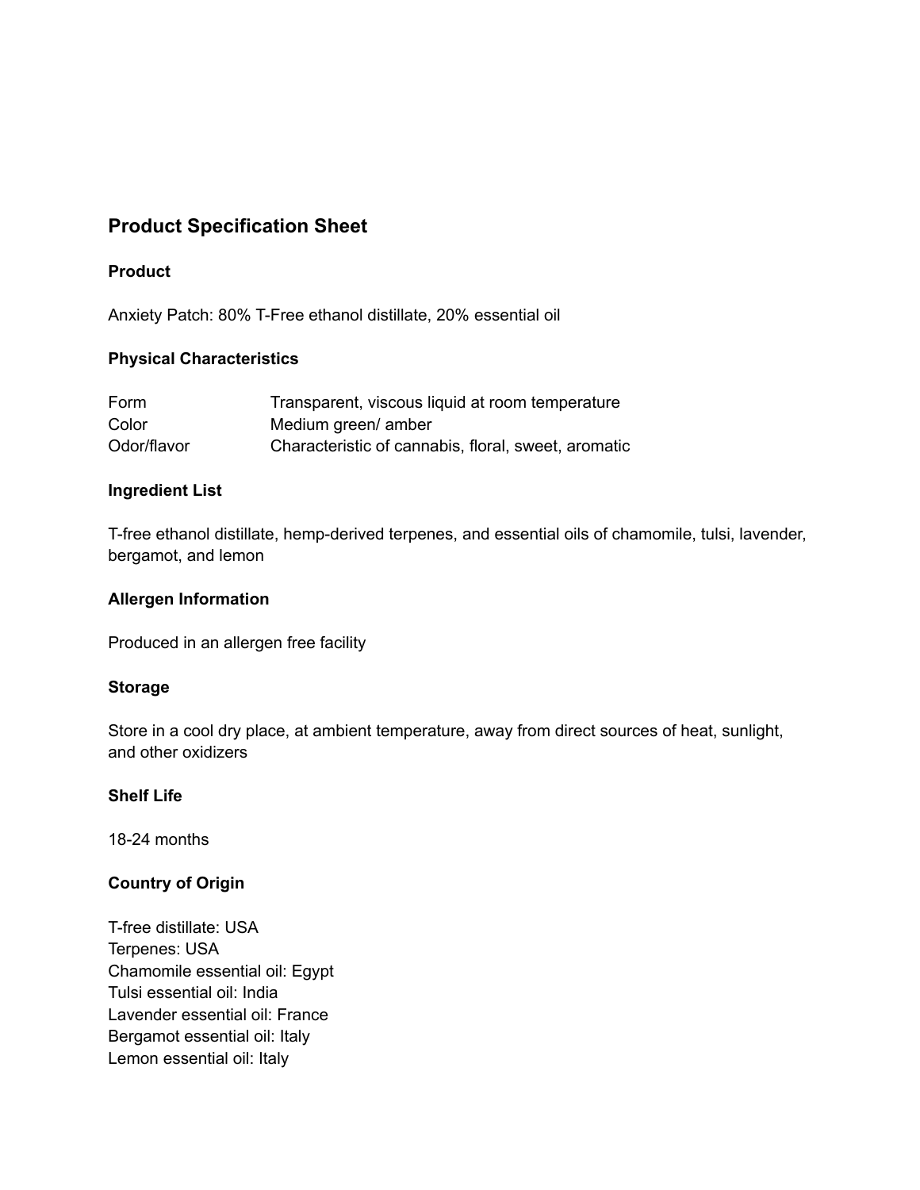## Product Specification Sheet

### Product

Anxiety Patch: 80% T-Free ethanol distillate, 20% essential oil

### Physical Characteristics

| | |
|---|---|
| Form | Transparent, viscous liquid at room temperature |
| Color | Medium green/ amber |
| Odor/flavor | Characteristic of cannabis, floral, sweet, aromatic |

### Ingredient List

T-free ethanol distillate, hemp-derived terpenes, and essential oils of chamomile, tulsi, lavender, bergamot, and lemon

### Allergen Information

Produced in an allergen free facility

### Storage

Store in a cool dry place, at ambient temperature, away from direct sources of heat, sunlight, and other oxidizers

### Shelf Life

18-24 months

### Country of Origin

T-free distillate: USA
Terpenes: USA
Chamomile essential oil: Egypt
Tulsi essential oil: India
Lavender essential oil: France
Bergamot essential oil: Italy
Lemon essential oil: Italy